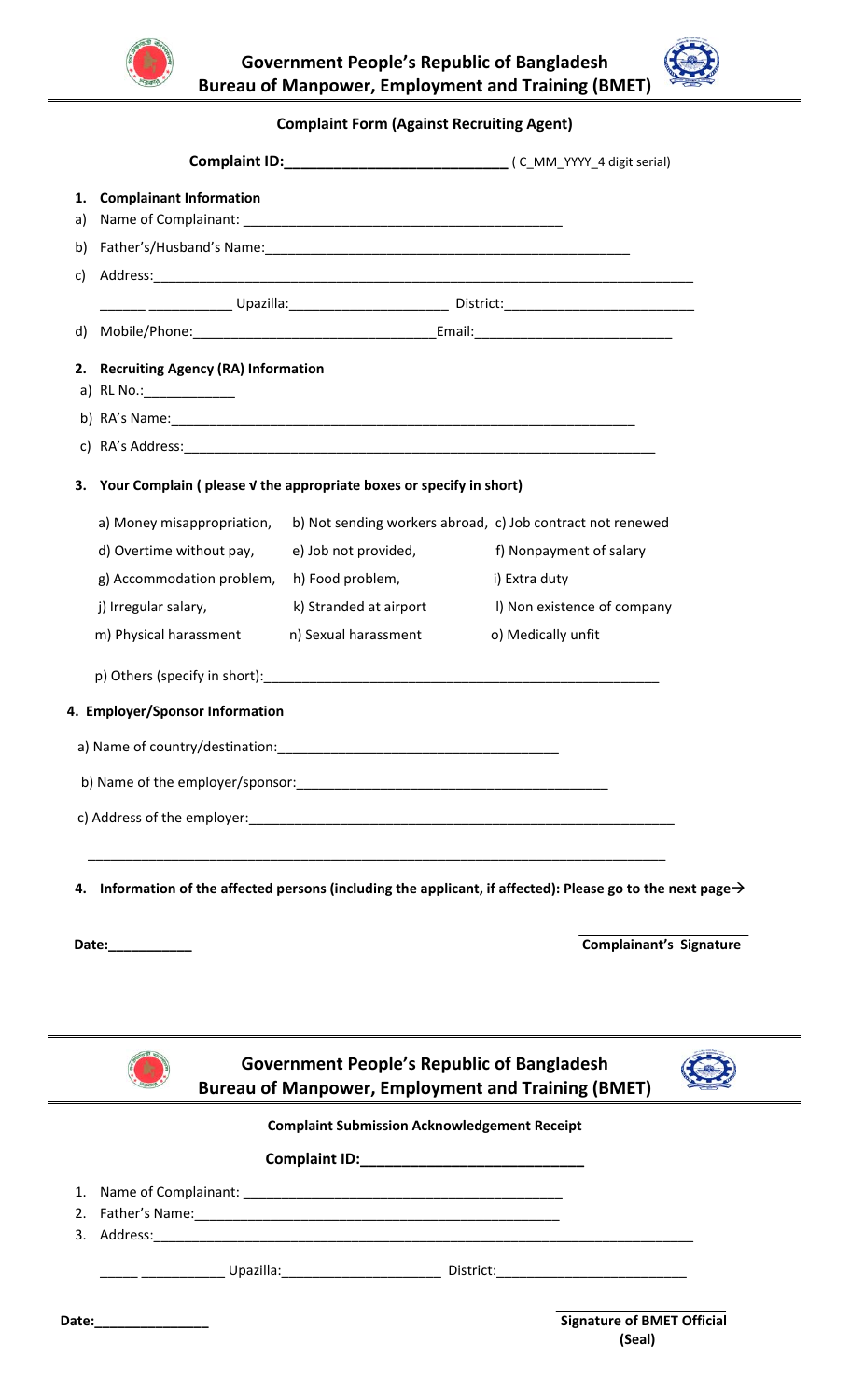## Government People's Republic of Bangladesh
## Bureau of Manpower, Employment and Training (BMET)

### Complaint Form (Against Recruiting Agent)

**Complaint ID:**___________________________ ( C_MM_YYYY_4 digit serial)

**1. Complainant Information**

a) Name of Complainant: _________________________________________

b) Father's/Husband's Name:_________________________________________________

c) Address:__________________________________________________________________________

______ ___________ Upazilla:_____________________ District:_________________________

d) Mobile/Phone:_______________________________Email:__________________________

**2. Recruiting Agency (RA) Information**

a) RL No.:____________

b) RA's Name:______________________________________________________________

c) RA's Address:______________________________________________________________

**3. Your Complain ( please √ the appropriate boxes or specify in short)**

| | | |
|---|---|---|
| a) Money misappropriation, | b) Not sending workers abroad, | c) Job contract not renewed |
| d) Overtime without pay, | e) Job not provided, | f) Nonpayment of salary |
| g) Accommodation problem, | h) Food problem, | i) Extra duty |
| j) Irregular salary, | k) Stranded at airport | l) Non existence of company |
| m) Physical harassment | n) Sexual harassment | o) Medically unfit |

p) Others (specify in short):_____________________________________________________

**4. Employer/Sponsor Information**

a) Name of country/destination:_____________________________________

b) Name of the employer/sponsor:_________________________________________

c) Address of the employer:__________________________________________________________

_____________________________________________________________________________

**4. Information of the affected persons (including the applicant, if affected): Please go to the next page→**

**Date:**___________

**Complainant's Signature**

---

## Government People's Republic of Bangladesh
## Bureau of Manpower, Employment and Training (BMET)

### Complaint Submission Acknowledgement Receipt

**Complaint ID:**___________________________

1. Name of Complainant: _________________________________________
2. Father's Name:_________________________________________________
3. Address:__________________________________________________________________________

_____ ___________ Upazilla:_____________________ District:_________________________

**Date:**_______________

**Signature of BMET Official**
**(Seal)**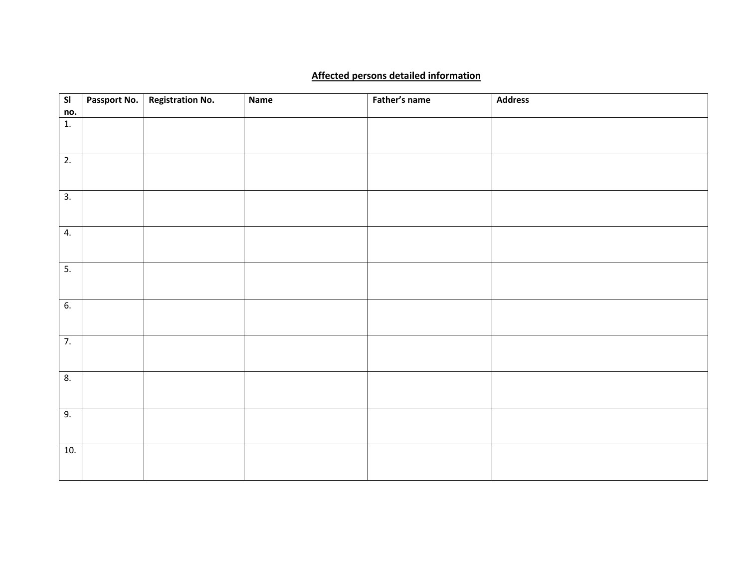**Affected persons detailed information**

| Sl no. | Passport No. | Registration No. | Name | Father's name | Address |
|---|---|---|---|---|---|
| 1. | | | | | |
| 2. | | | | | |
| 3. | | | | | |
| 4. | | | | | |
| 5. | | | | | |
| 6. | | | | | |
| 7. | | | | | |
| 8. | | | | | |
| 9. | | | | | |
| 10. | | | | | |